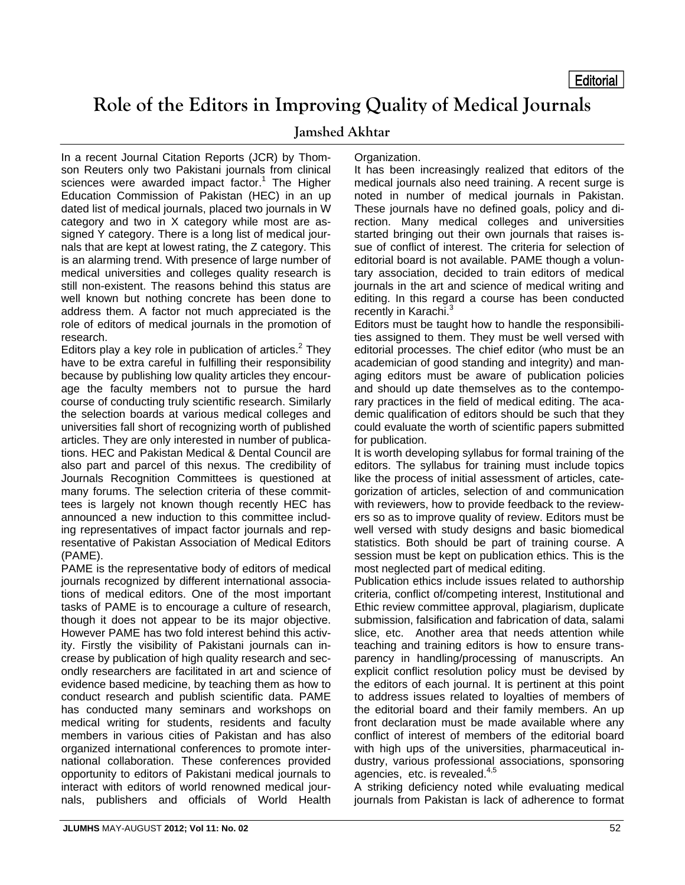Editorial

# Role of the Editors in Improving Quality of Medical Journals

**Jamshed Akhtar**

In a recent Journal Citation Reports (JCR) by Thomson Reuters only two Pakistani journals from clinical sciences were awarded impact factor.[1] The Higher Education Commission of Pakistan (HEC) in an up dated list of medical journals, placed two journals in W category and two in X category while most are assigned Y category. There is a long list of medical journals that are kept at lowest rating, the Z category. This is an alarming trend. With presence of large number of medical universities and colleges quality research is still non-existent. The reasons behind this status are well known but nothing concrete has been done to address them. A factor not much appreciated is the role of editors of medical journals in the promotion of research.

Editors play a key role in publication of articles.[2] They have to be extra careful in fulfilling their responsibility because by publishing low quality articles they encourage the faculty members not to pursue the hard course of conducting truly scientific research. Similarly the selection boards at various medical colleges and universities fall short of recognizing worth of published articles. They are only interested in number of publications. HEC and Pakistan Medical & Dental Council are also part and parcel of this nexus. The credibility of Journals Recognition Committees is questioned at many forums. The selection criteria of these committees is largely not known though recently HEC has announced a new induction to this committee including representatives of impact factor journals and representative of Pakistan Association of Medical Editors (PAME).

PAME is the representative body of editors of medical journals recognized by different international associations of medical editors. One of the most important tasks of PAME is to encourage a culture of research, though it does not appear to be its major objective. However PAME has two fold interest behind this activity. Firstly the visibility of Pakistani journals can increase by publication of high quality research and secondly researchers are facilitated in art and science of evidence based medicine, by teaching them as how to conduct research and publish scientific data. PAME has conducted many seminars and workshops on medical writing for students, residents and faculty members in various cities of Pakistan and has also organized international conferences to promote international collaboration. These conferences provided opportunity to editors of Pakistani medical journals to interact with editors of world renowned medical journals, publishers and officials of World Health Organization.

It has been increasingly realized that editors of the medical journals also need training. A recent surge is noted in number of medical journals in Pakistan. These journals have no defined goals, policy and direction. Many medical colleges and universities started bringing out their own journals that raises issue of conflict of interest. The criteria for selection of editorial board is not available. PAME though a voluntary association, decided to train editors of medical journals in the art and science of medical writing and editing. In this regard a course has been conducted recently in Karachi.[3]

Editors must be taught how to handle the responsibilities assigned to them. They must be well versed with editorial processes. The chief editor (who must be an academician of good standing and integrity) and managing editors must be aware of publication policies and should up date themselves as to the contemporary practices in the field of medical editing. The academic qualification of editors should be such that they could evaluate the worth of scientific papers submitted for publication.

It is worth developing syllabus for formal training of the editors. The syllabus for training must include topics like the process of initial assessment of articles, categorization of articles, selection of and communication with reviewers, how to provide feedback to the reviewers so as to improve quality of review. Editors must be well versed with study designs and basic biomedical statistics. Both should be part of training course. A session must be kept on publication ethics. This is the most neglected part of medical editing.

Publication ethics include issues related to authorship criteria, conflict of/competing interest, Institutional and Ethic review committee approval, plagiarism, duplicate submission, falsification and fabrication of data, salami slice, etc. Another area that needs attention while teaching and training editors is how to ensure transparency in handling/processing of manuscripts. An explicit conflict resolution policy must be devised by the editors of each journal. It is pertinent at this point to address issues related to loyalties of members of the editorial board and their family members. An up front declaration must be made available where any conflict of interest of members of the editorial board with high ups of the universities, pharmaceutical industry, various professional associations, sponsoring agencies, etc. is revealed.[4,5]

A striking deficiency noted while evaluating medical journals from Pakistan is lack of adherence to format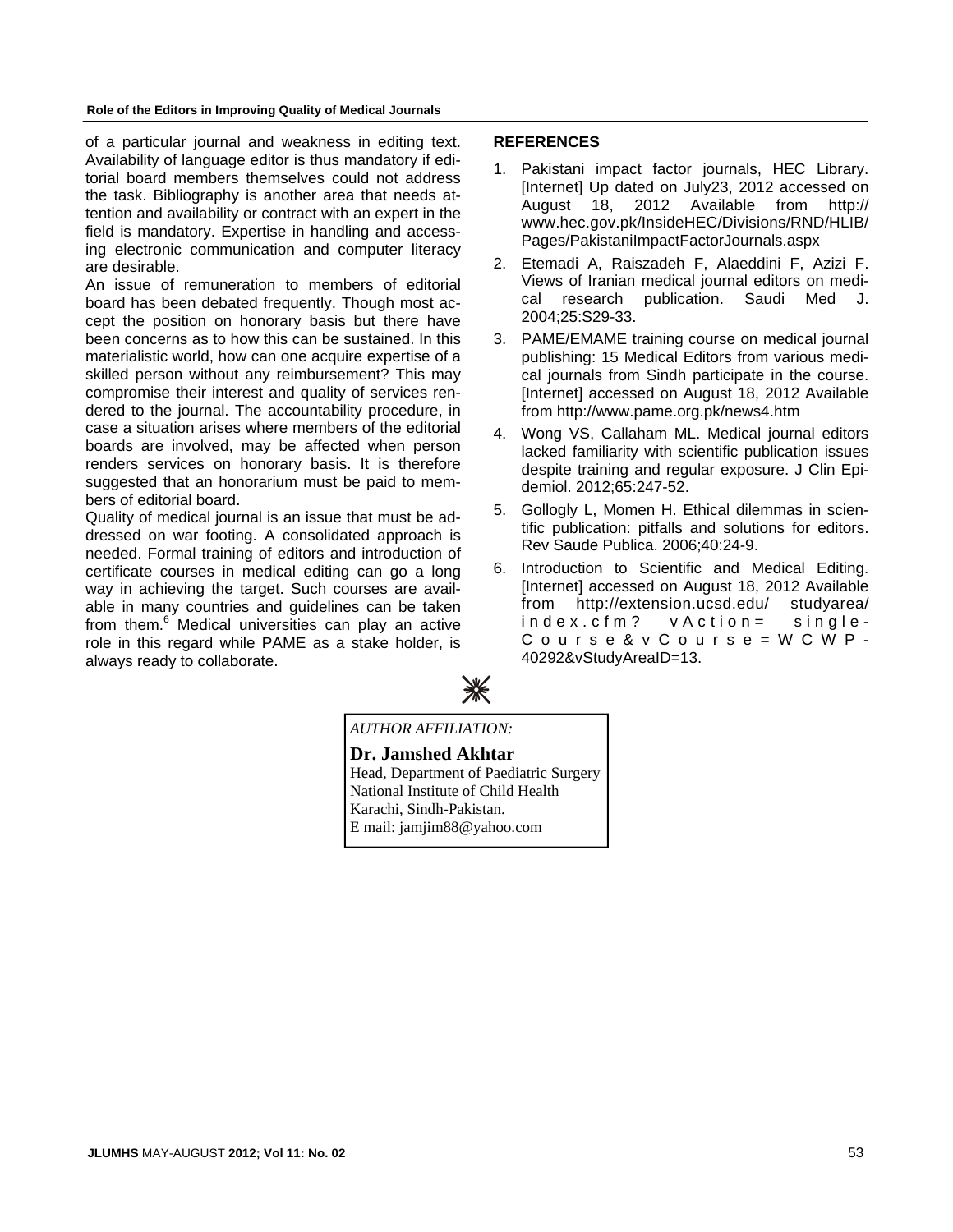of a particular journal and weakness in editing text. Availability of language editor is thus mandatory if editorial board members themselves could not address the task. Bibliography is another area that needs attention and availability or contract with an expert in the field is mandatory. Expertise in handling and accessing electronic communication and computer literacy are desirable.

An issue of remuneration to members of editorial board has been debated frequently. Though most accept the position on honorary basis but there have been concerns as to how this can be sustained. In this materialistic world, how can one acquire expertise of a skilled person without any reimbursement? This may compromise their interest and quality of services rendered to the journal. The accountability procedure, in case a situation arises where members of the editorial boards are involved, may be affected when person renders services on honorary basis. It is therefore suggested that an honorarium must be paid to members of editorial board.

Quality of medical journal is an issue that must be addressed on war footing. A consolidated approach is needed. Formal training of editors and introduction of certificate courses in medical editing can go a long way in achieving the target. Such courses are available in many countries and guidelines can be taken from them.[6] Medical universities can play an active role in this regard while PAME as a stake holder, is always ready to collaborate.

## REFERENCES

1. Pakistani impact factor journals, HEC Library. [Internet] Up dated on July23, 2012 accessed on August 18, 2012 Available from http://www.hec.gov.pk/InsideHEC/Divisions/RND/HLIB/Pages/PakistaniImpactFactorJournals.aspx
2. Etemadi A, Raiszadeh F, Alaeddini F, Azizi F. Views of Iranian medical journal editors on medical research publication. Saudi Med J. 2004;25:S29-33.
3. PAME/EMAME training course on medical journal publishing: 15 Medical Editors from various medical journals from Sindh participate in the course. [Internet] accessed on August 18, 2012 Available from http://www.pame.org.pk/news4.htm
4. Wong VS, Callaham ML. Medical journal editors lacked familiarity with scientific publication issues despite training and regular exposure. J Clin Epidemiol. 2012;65:247-52.
5. Gollogly L, Momen H. Ethical dilemmas in scientific publication: pitfalls and solutions for editors. Rev Saude Publica. 2006;40:24-9.
6. Introduction to Scientific and Medical Editing. [Internet] accessed on August 18, 2012 Available from http://extension.ucsd.edu/studyarea/index.cfm?vAction=singleCourse&vCourse=WCWP-40292&vStudyAreaID=13.

*AUTHOR AFFILIATION:*

**Dr. Jamshed Akhtar**
Head, Department of Paediatric Surgery
National Institute of Child Health
Karachi, Sindh-Pakistan.
E mail: jamjim88@yahoo.com